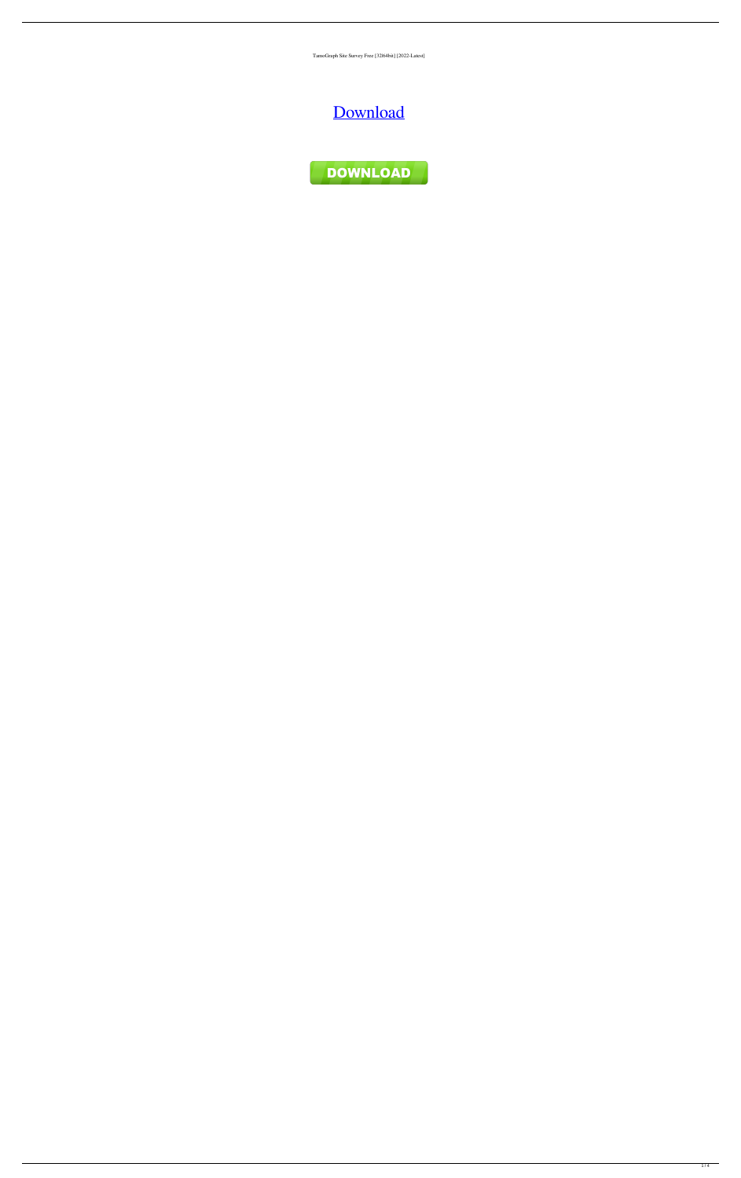TamoGraph Site Survey Free [32|64bit] [2022-Latest]

[Download](#)

DOWNLOAD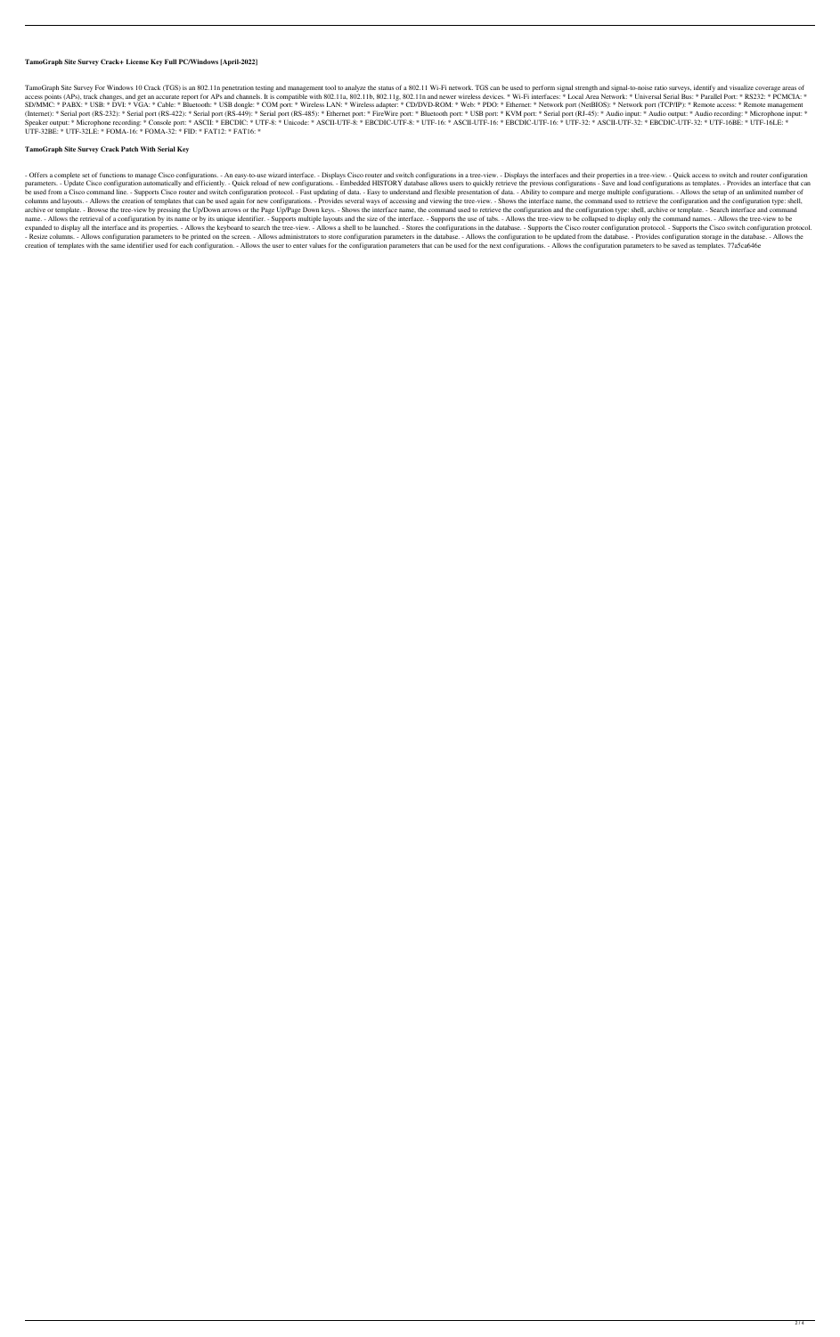### TamoGraph Site Survey Crack+ License Key Full PC/Windows [April-2022]

TamoGraph Site Survey For Windows 10 Crack (TGS) is an 802.11n penetration testing and management tool to analyze the status of a 802.11 Wi-Fi network. TGS can be used to perform signal strength and signal-to-noise ratio surveys, identify and visualize coverage areas of access points (APs), track changes, and get an accurate report for APs and channels. It is compatible with 802.11a, 802.11b, 802.11g, 802.11n and newer wireless devices. * Wi-Fi interfaces: * Local Area Network: * Universal Serial Bus: * Parallel Port: * RS232: * PCMCIA: * SD/MMC: * PABX: * USB: * DVI: * VGA: * Cable: * Bluetooth: * USB dongle: * COM port: * Wireless LAN: * Wireless adapter: * CD/DVD-ROM: * Web: * PDO: * Ethernet: * Network port (NetBIOS): * Network port (TCP/IP): * Remote access: * Remote management (Internet): * Serial port (RS-232): * Serial port (RS-422): * Serial port (RS-449): * Serial port (RS-485): * Ethernet port: * FireWire port: * Bluetooth port: * USB port: * KVM port: * Serial port (RJ-45): * Audio input: * Audio output: * Audio recording: * Microphone input: * Speaker output: * Microphone recording: * Console port: * ASCII: * EBCDIC: * UTF-8: * Unicode: * ASCII-UTF-8: * EBCDIC-UTF-8: * UTF-16: * ASCII-UTF-16: * EBCDIC-UTF-16: * UTF-32: * ASCII-UTF-32: * EBCDIC-UTF-32: * UTF-16BE: * UTF-16LE: * UTF-32BE: * UTF-32LE: * FOMA-16: * FOMA-32: * FID: * FAT12: * FAT16: *

### TamoGraph Site Survey Crack Patch With Serial Key

- Offers a complete set of functions to manage Cisco configurations. - An easy-to-use wizard interface. - Displays Cisco router and switch configurations in a tree-view. - Displays the interfaces and their properties in a tree-view. - Quick access to switch and router configuration parameters. - Update Cisco configuration automatically and efficiently. - Quick reload of new configurations. - Embedded HISTORY database allows users to quickly retrieve the previous configurations - Save and load configurations as templates. - Provides an interface that can be used from a Cisco command line. - Supports Cisco router and switch configuration protocol. - Fast updating of data. - Easy to understand and flexible presentation of data. - Ability to compare and merge multiple configurations. - Allows the setup of an unlimited number of columns and layouts. - Allows the creation of templates that can be used again for new configurations. - Provides several ways of accessing and viewing the tree-view. - Shows the interface name, the command used to retrieve the configuration and the configuration type: shell, archive or template. - Browse the tree-view by pressing the Up/Down arrows or the Page Up/Page Down keys. - Shows the interface name, the command used to retrieve the configuration and the configuration type: shell, archive or template. - Search interface and command name. - Allows the retrieval of a configuration by its name or by its unique identifier. - Supports multiple layouts and the size of the interface. - Supports the use of tabs. - Allows the tree-view to be collapsed to display only the command names. - Allows the tree-view to be expanded to display all the interface and its properties. - Allows the keyboard to search the tree-view. - Allows a shell to be launched. - Stores the configurations in the database. - Supports the Cisco router configuration protocol. - Supports the Cisco switch configuration protocol. - Resize columns. - Allows configuration parameters to be printed on the screen. - Allows administrators to store configuration parameters in the database. - Allows the configuration to be updated from the database. - Provides configuration storage in the database. - Allows the creation of templates with the same identifier used for each configuration. - Allows the user to enter values for the configuration parameters that can be used for the next configurations. - Allows the configuration parameters to be saved as templates. 77a5ca646e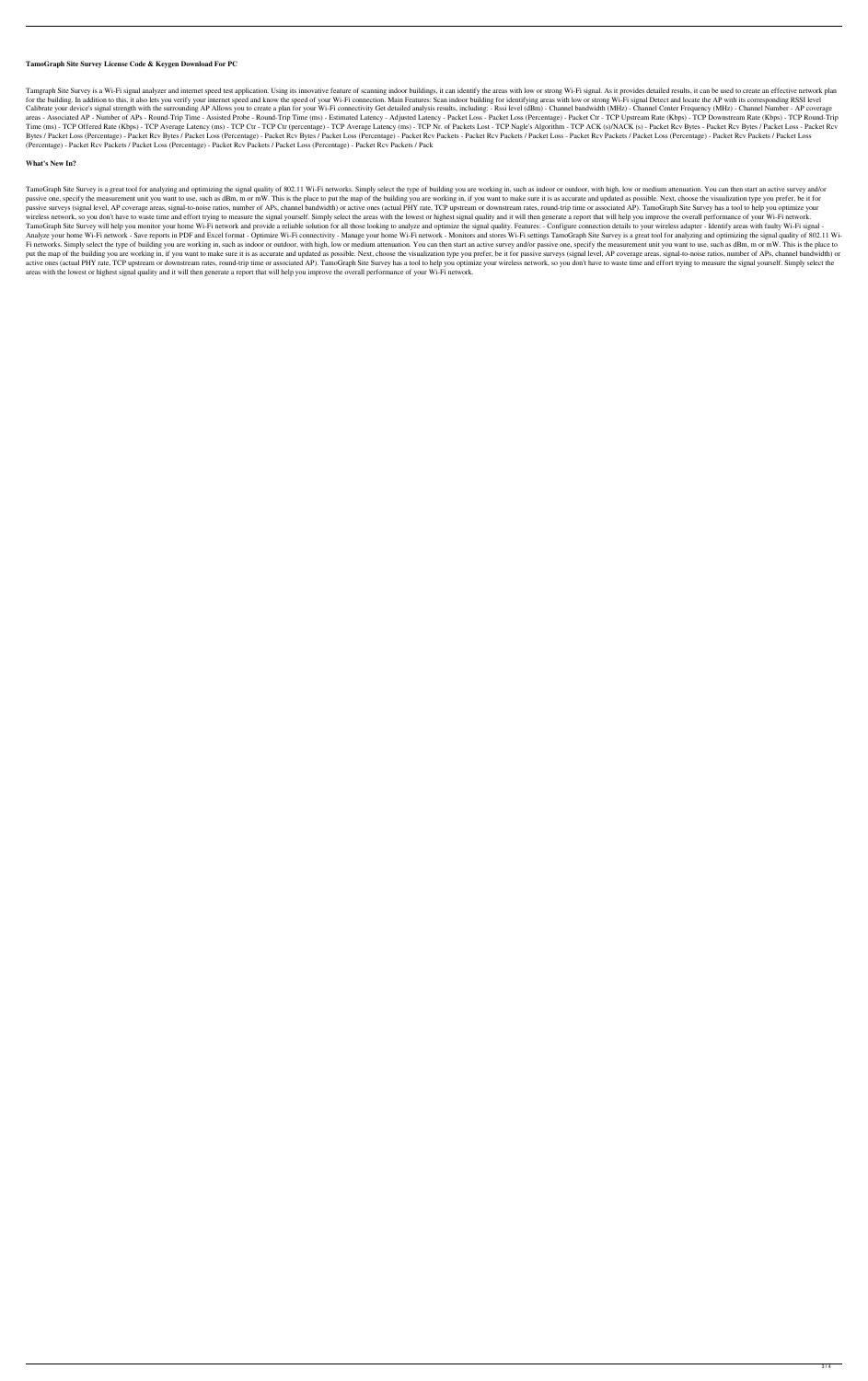**TamoGraph Site Survey License Code & Keygen Download For PC**

Tamgraph Site Survey is a Wi-Fi signal analyzer and internet speed test application. Using its innovative feature of scanning indoor buildings, it can identify the areas with low or strong Wi-Fi signal. As it provides detailed results, it can be used to create an effective network plan for the building. In addition to this, it also lets you verify your internet speed and know the speed of your Wi-Fi connection. Main Features: Scan indoor building for identifying areas with low or strong Wi-Fi signal Detect and locate the AP with its corresponding RSSI level Calibrate your device's signal strength with the surrounding AP Allows you to create a plan for your Wi-Fi connectivity Get detailed analysis results, including: - Rssi level (dBm) - Channel bandwidth (MHz) - Channel Center Frequency (MHz) - Channel Number - AP coverage areas - Associated AP - Number of APs - Round-Trip Time - Assisted Probe - Round-Trip Time (ms) - Estimated Latency - Adjusted Latency - Packet Loss - Packet Loss (Percentage) - Packet Ctr - TCP Upstream Rate (Kbps) - TCP Downstream Rate (Kbps) - TCP Round-Trip Time (ms) - TCP Offered Rate (Kbps) - TCP Average Latency (ms) - TCP Ctr - TCP Ctr (percentage) - TCP Average Latency (ms) - TCP Nr. of Packets Lost - TCP Nagle's Algorithm - TCP ACK (s)/NACK (s) - Packet Rcv Bytes - Packet Rcv Bytes / Packet Loss - Packet Rcv Bytes / Packet Loss (Percentage) - Packet Rcv Bytes / Packet Loss (Percentage) - Packet Rcv Bytes / Packet Loss (Percentage) - Packet Rcv Packets - Packet Rcv Packets / Packet Loss - Packet Rcv Packets / Packet Loss (Percentage) - Packet Rcv Packets / Packet Loss (Percentage) - Packet Rcv Packets / Packet Loss (Percentage) - Packet Rcv Packets / Packet Loss (Percentage) - Packet Rcv Packets / Pack

**What's New In?**

TamoGraph Site Survey is a great tool for analyzing and optimizing the signal quality of 802.11 Wi-Fi networks. Simply select the type of building you are working in, such as indoor or outdoor, with high, low or medium attenuation. You can then start an active survey and/or passive one, specify the measurement unit you want to use, such as dBm, m or mW. This is the place to put the map of the building you are working in, if you want to make sure it is as accurate and updated as possible. Next, choose the visualization type you prefer, be it for passive surveys (signal level, AP coverage areas, signal-to-noise ratios, number of APs, channel bandwidth) or active ones (actual PHY rate, TCP upstream or downstream rates, round-trip time or associated AP). TamoGraph Site Survey has a tool to help you optimize your wireless network, so you don't have to waste time and effort trying to measure the signal yourself. Simply select the areas with the lowest or highest signal quality and it will then generate a report that will help you improve the overall performance of your Wi-Fi network. TamoGraph Site Survey will help you monitor your home Wi-Fi network and provide a reliable solution for all those looking to analyze and optimize the signal quality. Features: - Configure connection details to your wireless adapter - Identify areas with faulty Wi-Fi signal - Analyze your home Wi-Fi network - Save reports in PDF and Excel format - Optimize Wi-Fi connectivity - Manage your home Wi-Fi network - Monitors and stores Wi-Fi settings TamoGraph Site Survey is a great tool for analyzing and optimizing the signal quality of 802.11 Wi-Fi networks. Simply select the type of building you are working in, such as indoor or outdoor, with high, low or medium attenuation. You can then start an active survey and/or passive one, specify the measurement unit you want to use, such as dBm, m or mW. This is the place to put the map of the building you are working in, if you want to make sure it is as accurate and updated as possible. Next, choose the visualization type you prefer, be it for passive surveys (signal level, AP coverage areas, signal-to-noise ratios, number of APs, channel bandwidth) or active ones (actual PHY rate, TCP upstream or downstream rates, round-trip time or associated AP). TamoGraph Site Survey has a tool to help you optimize your wireless network, so you don't have to waste time and effort trying to measure the signal yourself. Simply select the areas with the lowest or highest signal quality and it will then generate a report that will help you improve the overall performance of your Wi-Fi network.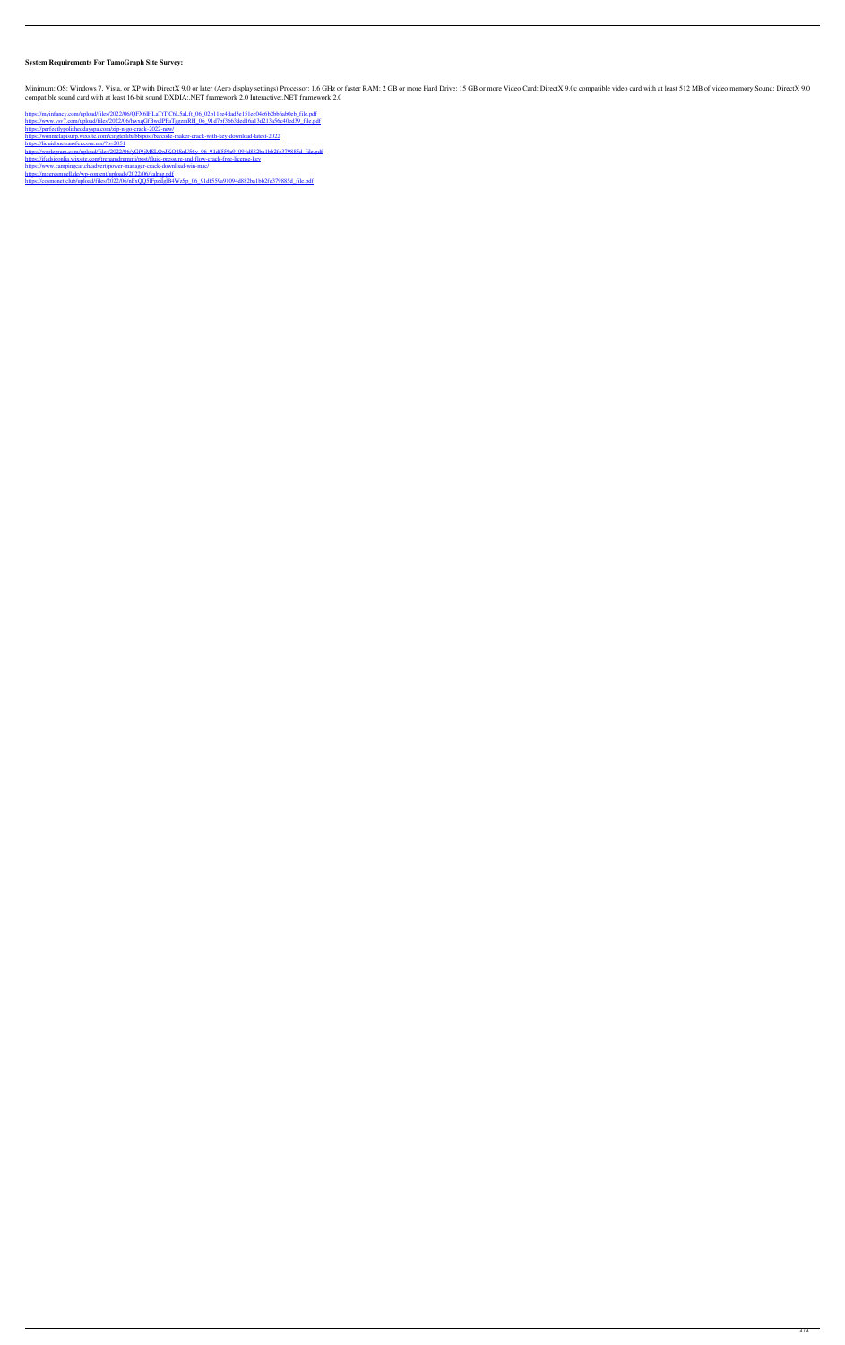**System Requirements For TamoGraph Site Survey:**

Minimum: OS: Windows 7, Vista, or XP with DirectX 9.0 or later (Aero display settings) Processor: 1.6 GHz or faster RAM: 2 GB or more Hard Drive: 15 GB or more Video Card: DirectX 9.0c compatible video card with at least 512 MB of video memory Sound: DirectX 9.0 compatible sound card with at least 16-bit sound DXDIA::NET framework 2.0 Interactive:.NET framework 2.0

https://myinfancy.com/upload/files/2022/06/QFXtiHLaTiTiCtiL5aL0_06_02b11ed4dad3e151ec04c6b2bb6ab0cb_file.pdf
https://www.vsv7.com/upload/files/2022/06/hwsqGIBwclPFsTgznnRH_06_91d7bf3663ded16a13d213a56c40ed39_file.pdf
https://perfectlypolisheddavepa.com/zip-n-go-crack-2022-new/
https://womenlapisarp.wixsite.com/cinpterlibabb/post/barcode-maker-crack-with-key-download-latest-2022
https://liquidonetransfer.com.mx/?p=2051
https://works4gram.com/upload/files/2022/06/yGf9jMSLOzJKO4SnU56x_06_91df559a91094d882ba1bb2fe379885d_file.pdf
https://ifashiconfia.wixsite.com/ireramdrummi/post/fluid-pressure-and-flow-crack-free-license-key
https://www.campingcar.ch/advert/power-manager-crack-download-win-mac/
https://meeresmuell.de/wp-content/uploads/2022/06/valrag.pdf
https://cosmonet.club/upload/files/2022/06/nFxQQ5lFpzilgB4WxSp_06_91df559a91094d882ba1bb2fe379885d_file.pdf